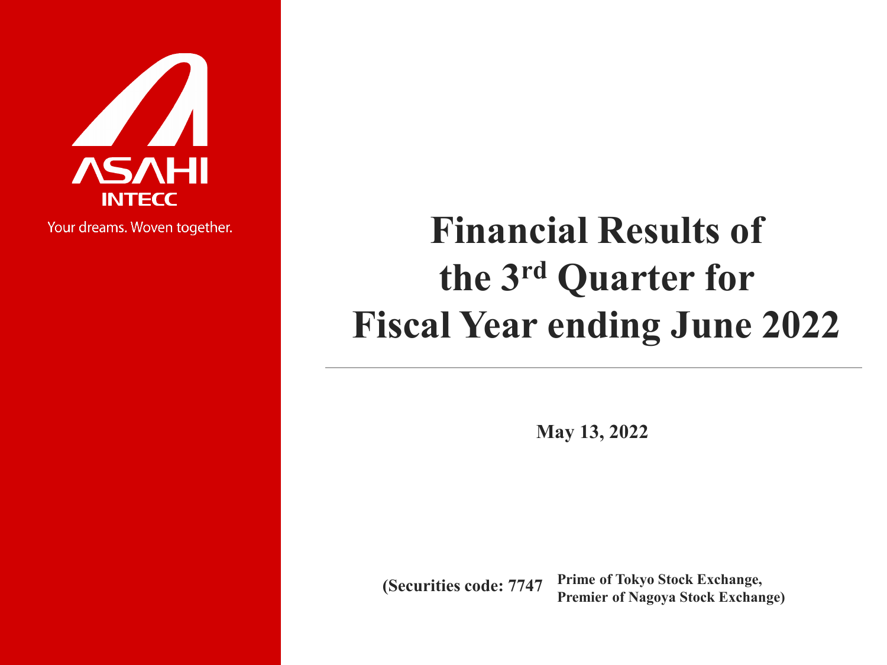ASAHI INTECC

Your dreams. Woven together.

# Financial Results of the 3rd Quarter for Fiscal Year ending June 2022

**May 13, 2022**

**(Securities code: 7747 Prime of Tokyo Stock Exchange, Premier of Nagoya Stock Exchange)**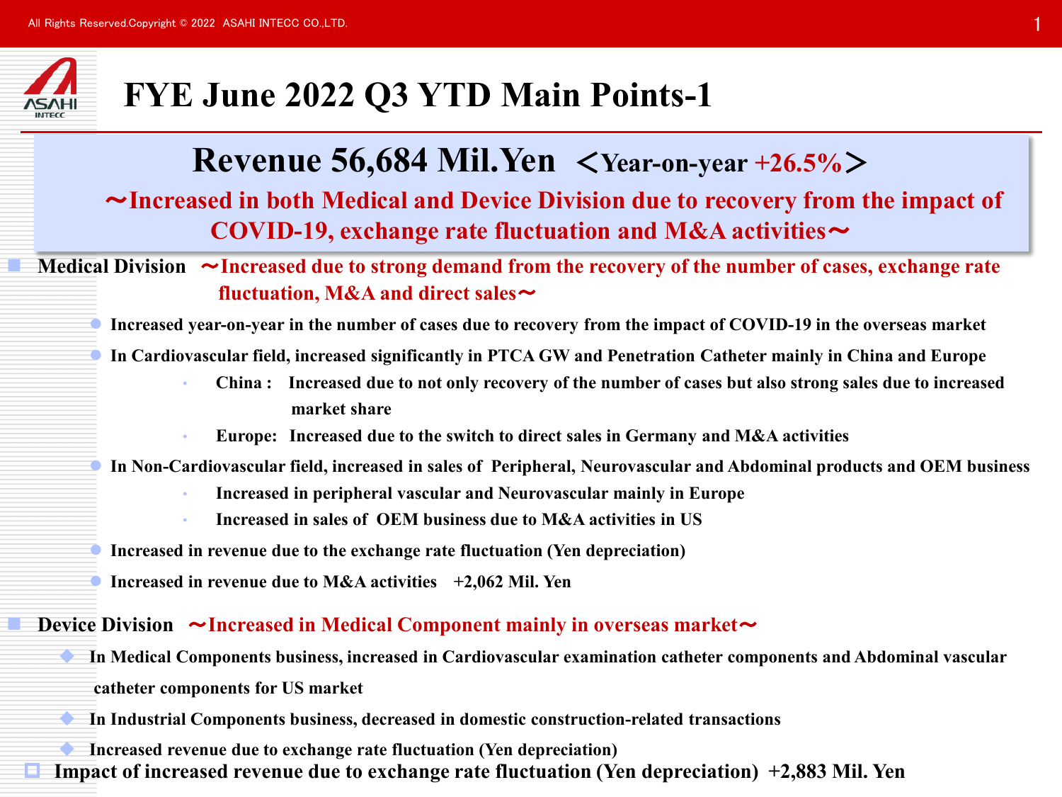# FYE June 2022 Q3 YTD Main Points-1

## Revenue 56,684 Mil.Yen ＜Year-on-year +26.5%＞

**～Increased in both Medical and Device Division due to recovery from the impact of COVID-19, exchange rate fluctuation and M&A activities～**

- **Medical Division** ～Increased due to strong demand from the recovery of the number of cases, exchange rate fluctuation, M&A and direct sales～
  - Increased year-on-year in the number of cases due to recovery from the impact of COVID-19 in the overseas market
  - In Cardiovascular field, increased significantly in PTCA GW and Penetration Catheter mainly in China and Europe
    - China : Increased due to not only recovery of the number of cases but also strong sales due to increased market share
    - Europe: Increased due to the switch to direct sales in Germany and M&A activities
  - In Non-Cardiovascular field, increased in sales of Peripheral, Neurovascular and Abdominal products and OEM business
    - Increased in peripheral vascular and Neurovascular mainly in Europe
    - Increased in sales of OEM business due to M&A activities in US
  - Increased in revenue due to the exchange rate fluctuation (Yen depreciation)
  - Increased in revenue due to M&A activities +2,062 Mil. Yen

- **Device Division** ～Increased in Medical Component mainly in overseas market～
  - In Medical Components business, increased in Cardiovascular examination catheter components and Abdominal vascular catheter components for US market
  - In Industrial Components business, decreased in domestic construction-related transactions
  - Increased revenue due to exchange rate fluctuation (Yen depreciation)

- **Impact of increased revenue due to exchange rate fluctuation (Yen depreciation) +2,883 Mil. Yen**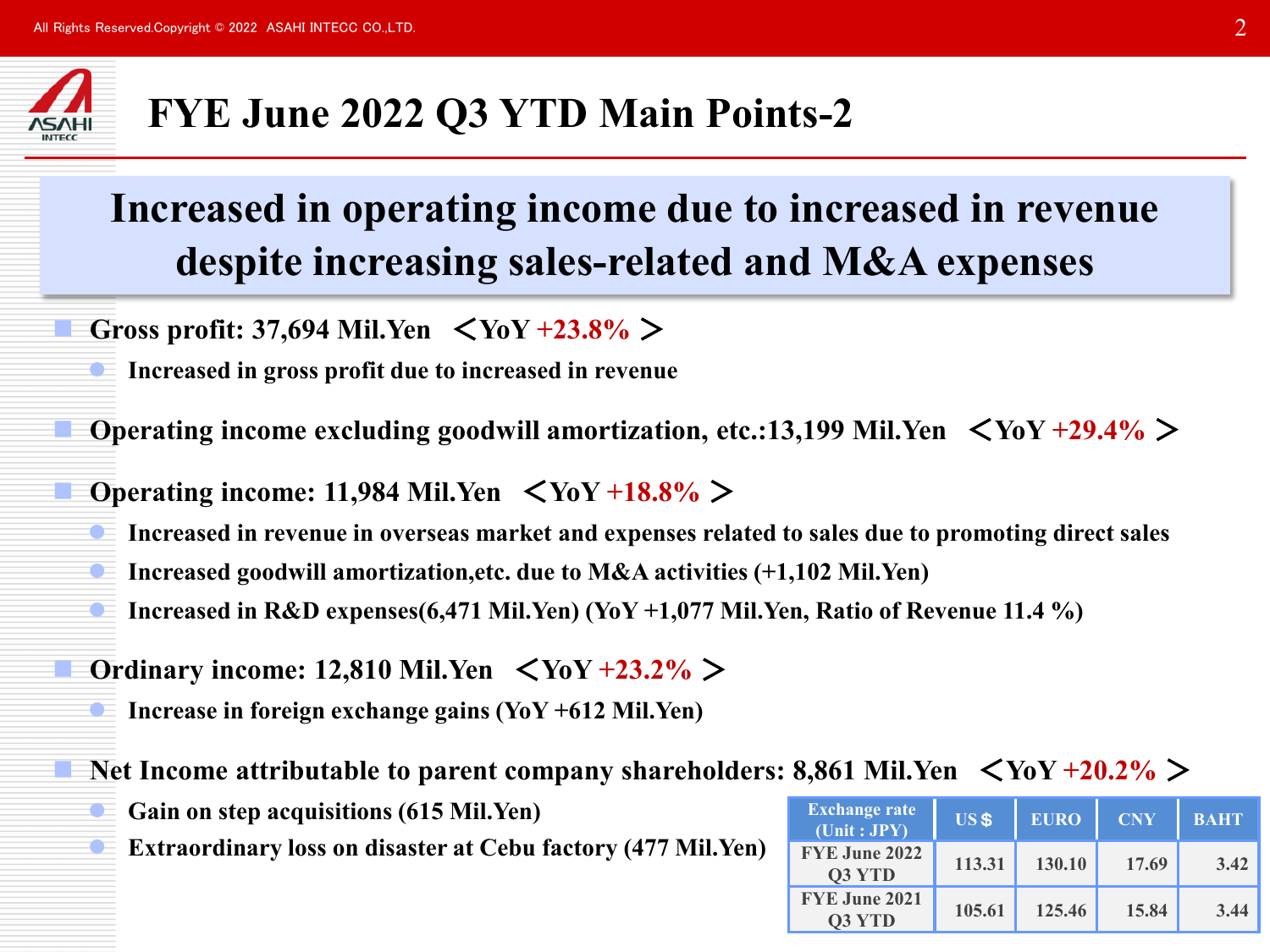# FYE June 2022 Q3 YTD Main Points-2

## Increased in operating income due to increased in revenue despite increasing sales-related and M&A expenses

- **Gross profit: 37,694 Mil.Yen ＜YoY +23.8% ＞**
  - **Increased in gross profit due to increased in revenue**
- **Operating income excluding goodwill amortization, etc.:13,199 Mil.Yen ＜YoY +29.4% ＞**
- **Operating income: 11,984 Mil.Yen ＜YoY +18.8% ＞**
  - **Increased in revenue in overseas market and expenses related to sales due to promoting direct sales**
  - **Increased goodwill amortization,etc. due to M&A activities (+1,102 Mil.Yen)**
  - **Increased in R&D expenses(6,471 Mil.Yen) (YoY +1,077 Mil.Yen, Ratio of Revenue 11.4 %)**
- **Ordinary income: 12,810 Mil.Yen ＜YoY +23.2% ＞**
  - **Increase in foreign exchange gains (YoY +612 Mil.Yen)**
- **Net Income attributable to parent company shareholders: 8,861 Mil.Yen ＜YoY +20.2% ＞**
  - **Gain on step acquisitions (615 Mil.Yen)**
  - **Extraordinary loss on disaster at Cebu factory (477 Mil.Yen)**

| Exchange rate (Unit : JPY) | US $ | EURO | CNY | BAHT |
|---|---|---|---|---|
| FYE June 2022 Q3 YTD | 113.31 | 130.10 | 17.69 | 3.42 |
| FYE June 2021 Q3 YTD | 105.61 | 125.46 | 15.84 | 3.44 |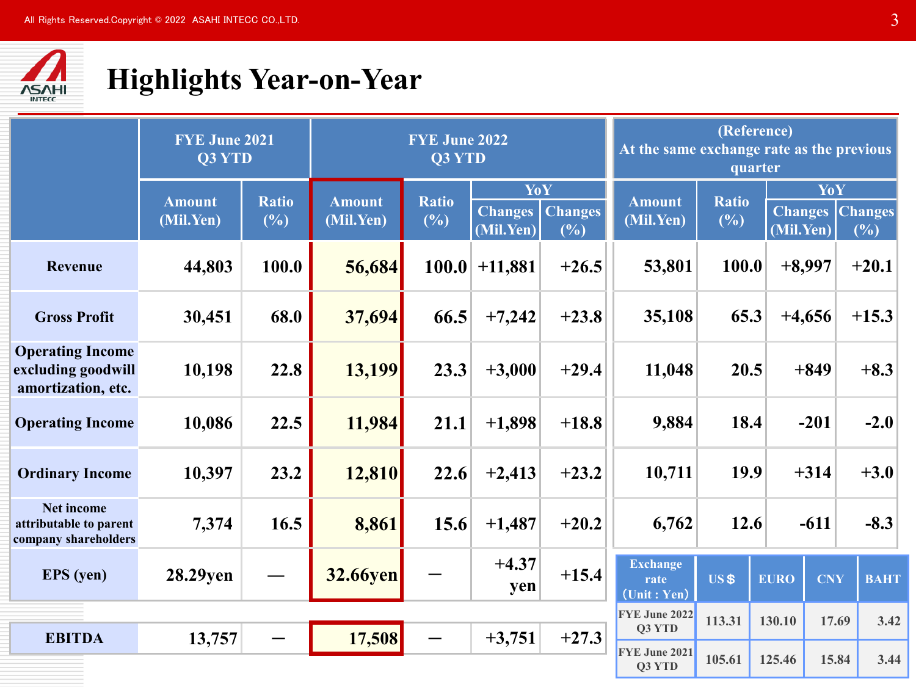# Highlights Year-on-Year

| | FYE June 2021 Q3 YTD | | FYE June 2022 Q3 YTD | | | | (Reference) At the same exchange rate as the previous quarter | | | |
|---|---|---|---|---|---|---|---|---|---|---|
| | Amount (Mil.Yen) | Ratio (%) | Amount (Mil.Yen) | Ratio (%) | YoY Changes (Mil.Yen) | YoY Changes (%) | Amount (Mil.Yen) | Ratio (%) | YoY Changes (Mil.Yen) | YoY Changes (%) |
| Revenue | 44,803 | 100.0 | 56,684 | 100.0 | +11,881 | +26.5 | 53,801 | 100.0 | +8,997 | +20.1 |
| Gross Profit | 30,451 | 68.0 | 37,694 | 66.5 | +7,242 | +23.8 | 35,108 | 65.3 | +4,656 | +15.3 |
| Operating Income excluding goodwill amortization, etc. | 10,198 | 22.8 | 13,199 | 23.3 | +3,000 | +29.4 | 11,048 | 20.5 | +849 | +8.3 |
| Operating Income | 10,086 | 22.5 | 11,984 | 21.1 | +1,898 | +18.8 | 9,884 | 18.4 | -201 | -2.0 |
| Ordinary Income | 10,397 | 23.2 | 12,810 | 22.6 | +2,413 | +23.2 | 10,711 | 19.9 | +314 | +3.0 |
| Net income attributable to parent company shareholders | 7,374 | 16.5 | 8,861 | 15.6 | +1,487 | +20.2 | 6,762 | 12.6 | -611 | -8.3 |
| EPS (yen) | 28.29yen | — | 32.66yen | — | +4.37 yen | +15.4 | | | | |
| EBITDA | 13,757 | — | 17,508 | — | +3,751 | +27.3 | | | | |

| Exchange rate (Unit : Yen) | US＄ | EURO | CNY | BAHT |
|---|---|---|---|---|
| FYE June 2022 Q3 YTD | 113.31 | 130.10 | 17.69 | 3.42 |
| FYE June 2021 Q3 YTD | 105.61 | 125.46 | 15.84 | 3.44 |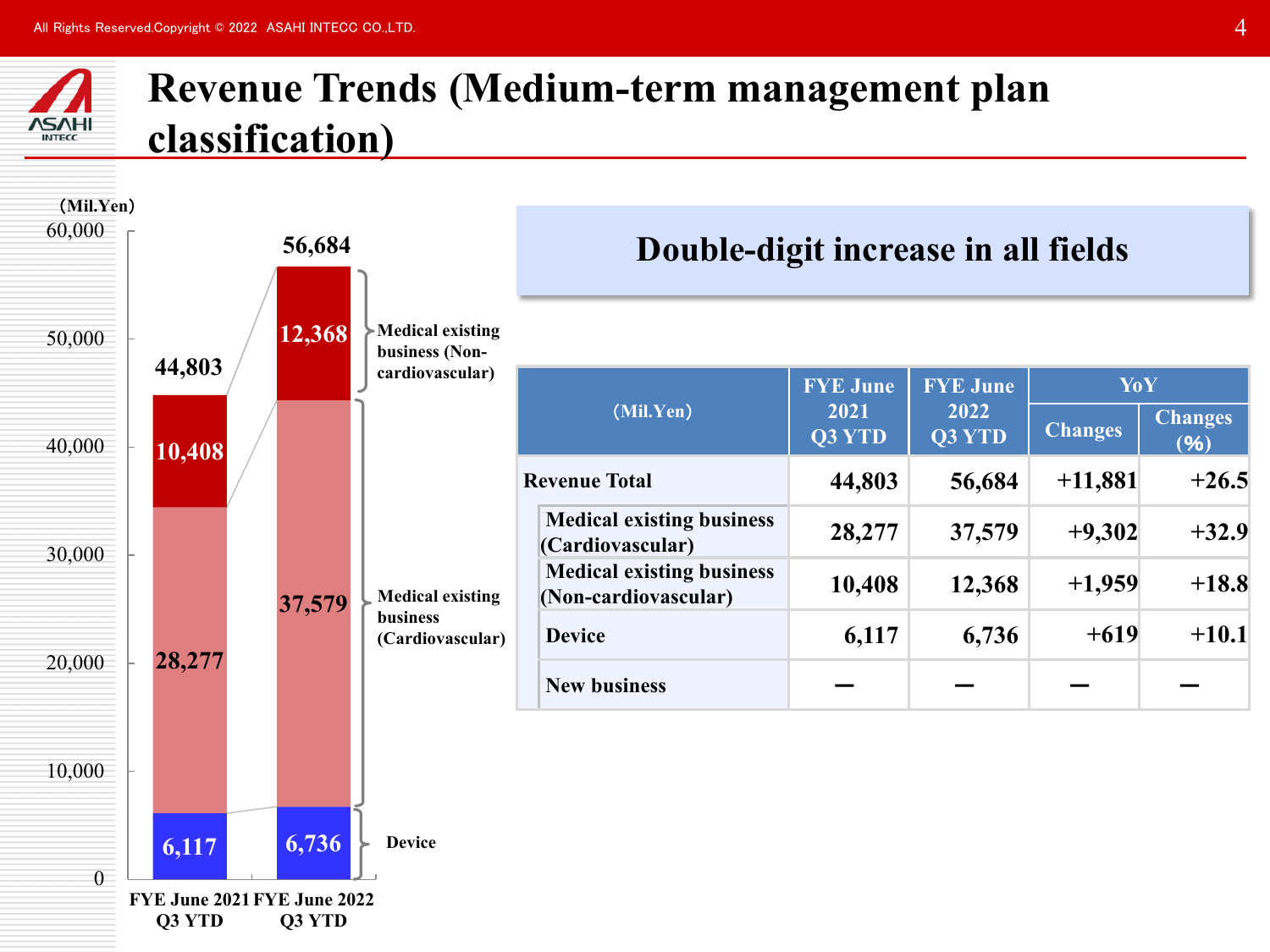# Revenue Trends (Medium-term management plan classification)

(Mil.Yen)

| | FYE June 2021 Q3 YTD | FYE June 2022 Q3 YTD |
|---|---|---|
| Medical existing business (Non-cardiovascular) | 10,408 | 12,368 |
| Medical existing business (Cardiovascular) | 28,277 | 37,579 |
| Device | 6,117 | 6,736 |
| Total | 44,803 | 56,684 |

## Double-digit increase in all fields

| (Mil.Yen) | FYE June 2021 Q3 YTD | FYE June 2022 Q3 YTD | YoY | |
|---|---|---|---|---|
| | | | Changes | Changes (%) |
| Revenue Total | 44,803 | 56,684 | +11,881 | +26.5 |
| Medical existing business (Cardiovascular) | 28,277 | 37,579 | +9,302 | +32.9 |
| Medical existing business (Non-cardiovascular) | 10,408 | 12,368 | +1,959 | +18.8 |
| Device | 6,117 | 6,736 | +619 | +10.1 |
| New business | ― | ― | ― | ― |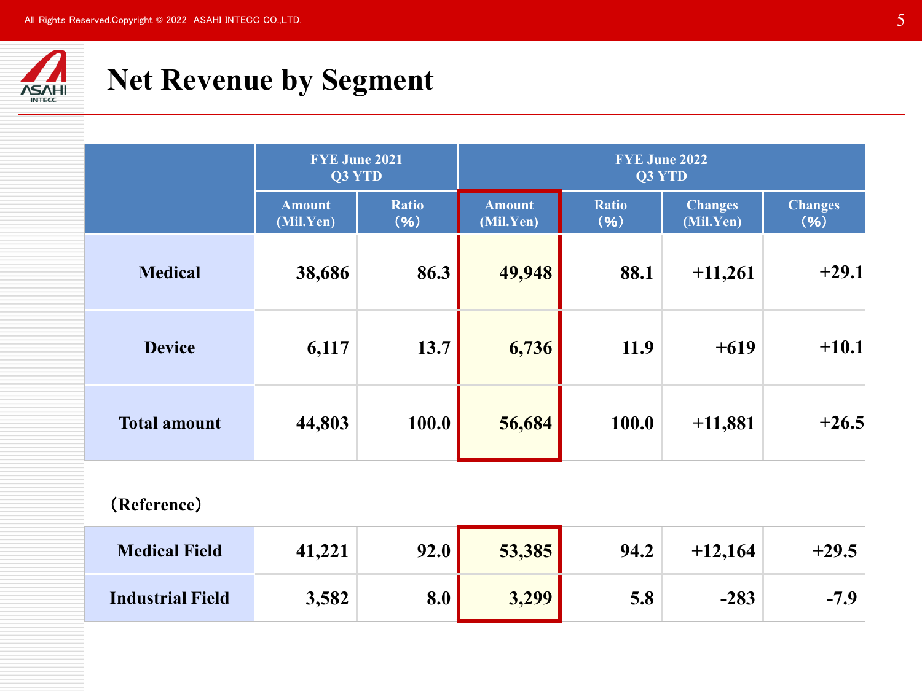# Net Revenue by Segment

| | FYE June 2021 Q3 YTD | | FYE June 2022 Q3 YTD | | | |
|---|---|---|---|---|---|---|
| | Amount (Mil.Yen) | Ratio (%) | Amount (Mil.Yen) | Ratio (%) | Changes (Mil.Yen) | Changes (%) |
| **Medical** | 38,686 | 86.3 | 49,948 | 88.1 | +11,261 | +29.1 |
| **Device** | 6,117 | 13.7 | 6,736 | 11.9 | +619 | +10.1 |
| **Total amount** | 44,803 | 100.0 | 56,684 | 100.0 | +11,881 | +26.5 |

（Reference）

| | | | | | | |
|---|---|---|---|---|---|---|
| **Medical Field** | 41,221 | 92.0 | 53,385 | 94.2 | +12,164 | +29.5 |
| **Industrial Field** | 3,582 | 8.0 | 3,299 | 5.8 | -283 | -7.9 |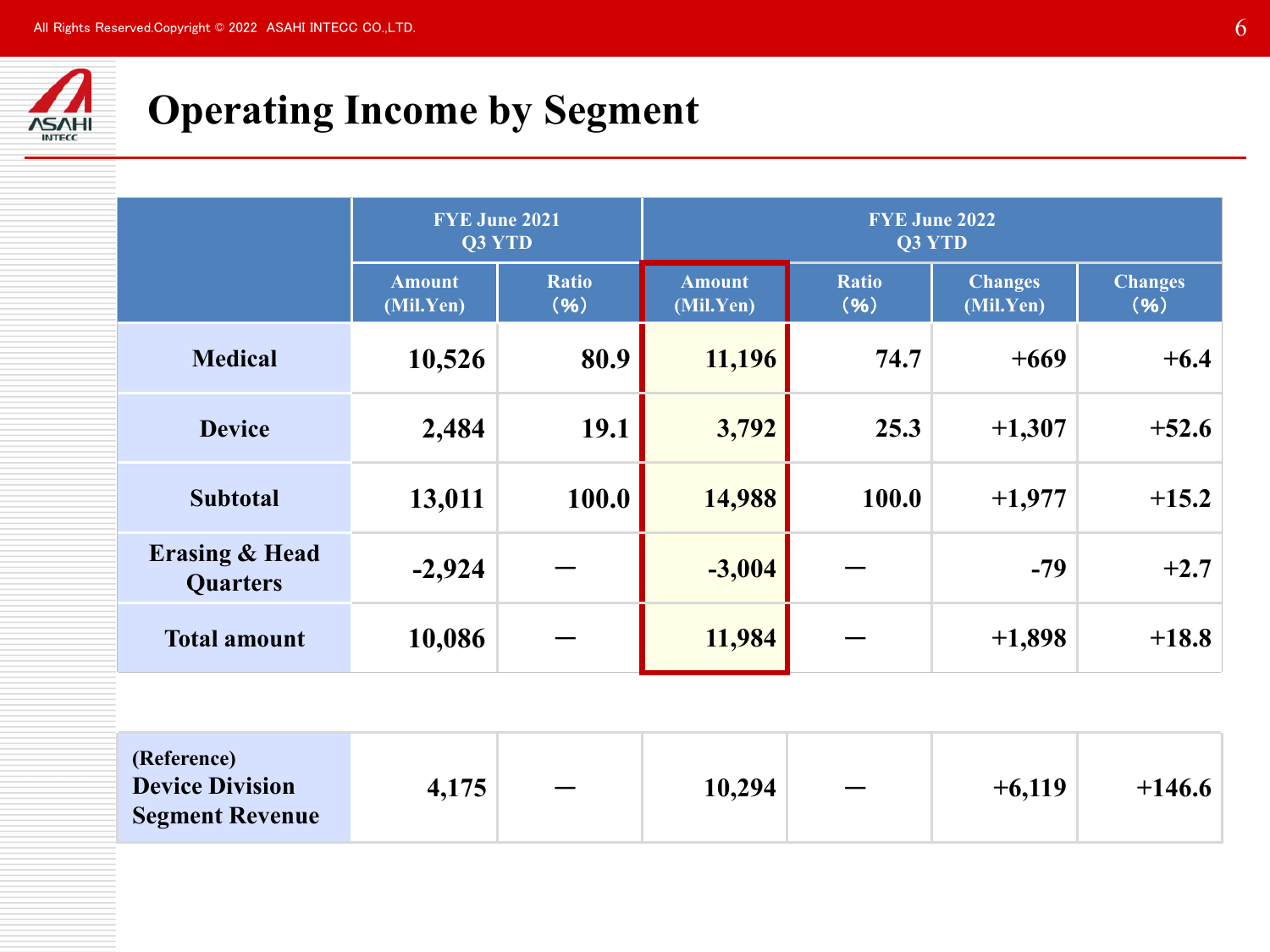# Operating Income by Segment

| | FYE June 2021 Q3 YTD | | FYE June 2022 Q3 YTD | | | |
|---|---|---|---|---|---|---|
| | Amount (Mil.Yen) | Ratio (%) | Amount (Mil.Yen) | Ratio (%) | Changes (Mil.Yen) | Changes (%) |
| **Medical** | 10,526 | 80.9 | 11,196 | 74.7 | +669 | +6.4 |
| **Device** | 2,484 | 19.1 | 3,792 | 25.3 | +1,307 | +52.6 |
| **Subtotal** | 13,011 | 100.0 | 14,988 | 100.0 | +1,977 | +15.2 |
| **Erasing & Head Quarters** | -2,924 | ― | -3,004 | ― | -79 | +2.7 |
| **Total amount** | 10,086 | ― | 11,984 | ― | +1,898 | +18.8 |

| | | | | | | |
|---|---|---|---|---|---|---|
| (Reference) **Device Division Segment Revenue** | 4,175 | ― | 10,294 | ― | +6,119 | +146.6 |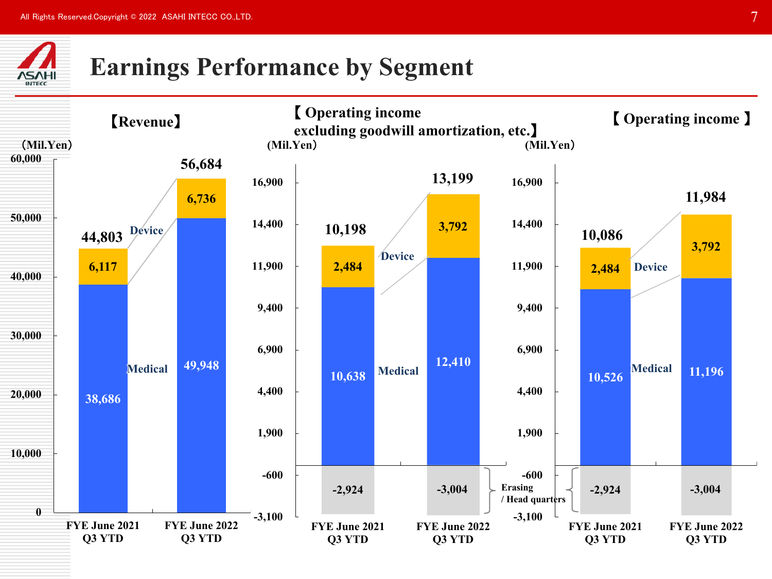# Earnings Performance by Segment

## 【Revenue】

(Mil.Yen)

| | FYE June 2021 Q3 YTD | FYE June 2022 Q3 YTD |
|---|---|---|
| Device | 6,117 | 6,736 |
| Medical | 38,686 | 49,948 |
| Total | 44,803 | 56,684 |

## 【Operating income excluding goodwill amortization, etc.】

(Mil.Yen)

| | FYE June 2021 Q3 YTD | FYE June 2022 Q3 YTD |
|---|---|---|
| Device | 2,484 | 3,792 |
| Medical | 10,638 | 12,410 |
| Erasing / Head quarters | -2,924 | -3,004 |
| Total | 10,198 | 13,199 |

## 【Operating income】

(Mil.Yen)

| | FYE June 2021 Q3 YTD | FYE June 2022 Q3 YTD |
|---|---|---|
| Device | 2,484 | 3,792 |
| Medical | 10,526 | 11,196 |
| Erasing / Head quarters | -2,924 | -3,004 |
| Total | 10,086 | 11,984 |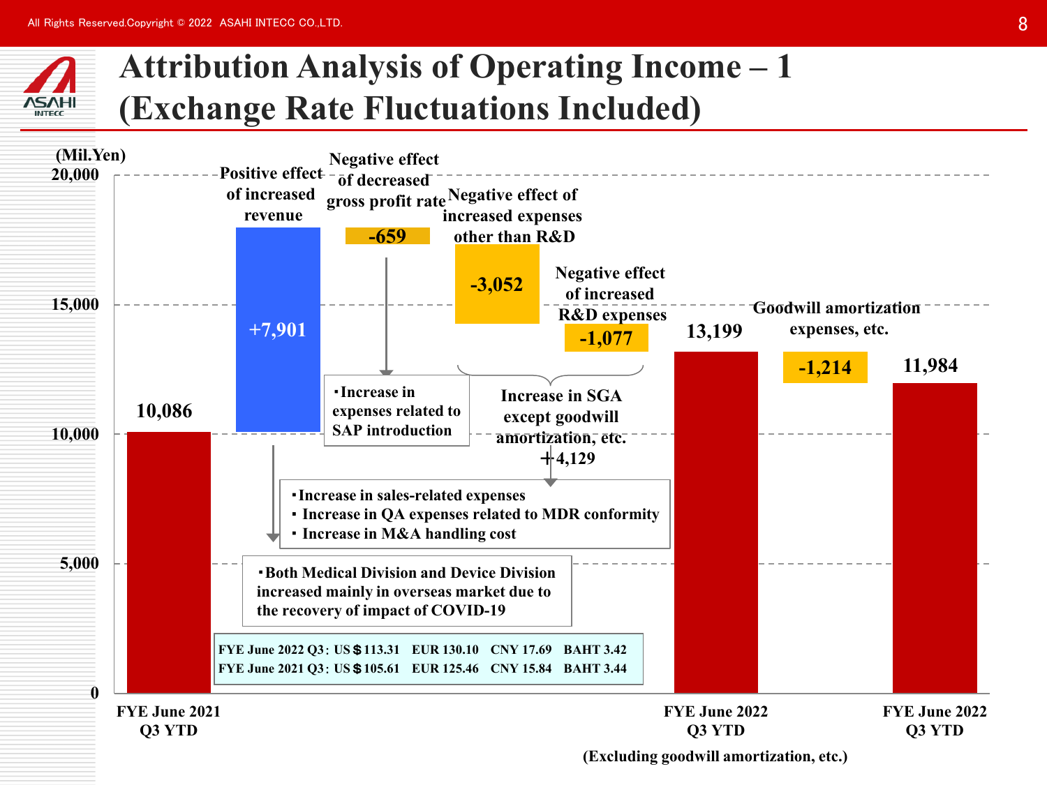# Attribution Analysis of Operating Income – 1 (Exchange Rate Fluctuations Included)

(Mil.Yen)

| | Value |
|---|---|
| FYE June 2021 Q3 YTD | 10,086 |
| Positive effect of increased revenue | +7,901 |
| Negative effect of decreased gross profit rate | -659 |
| Negative effect of increased expenses other than R&D | -3,052 |
| Negative effect of increased R&D expenses | -1,077 |
| FYE June 2022 Q3 YTD (Excluding goodwill amortization, etc.) | 13,199 |
| Goodwill amortization expenses, etc. | -1,214 |
| FYE June 2022 Q3 YTD | 11,984 |

Increase in SGA except goodwill amortization, etc. +4,129

- Increase in expenses related to SAP introduction

- Increase in sales-related expenses
- Increase in QA expenses related to MDR conformity
- Increase in M&A handling cost

- Both Medical Division and Device Division increased mainly in overseas market due to the recovery of impact of COVID-19

| | US＄ | EUR | CNY | BAHT |
|---|---|---|---|---|
| FYE June 2022 Q3 | 113.31 | 130.10 | 17.69 | 3.42 |
| FYE June 2021 Q3 | 105.61 | 125.46 | 15.84 | 3.44 |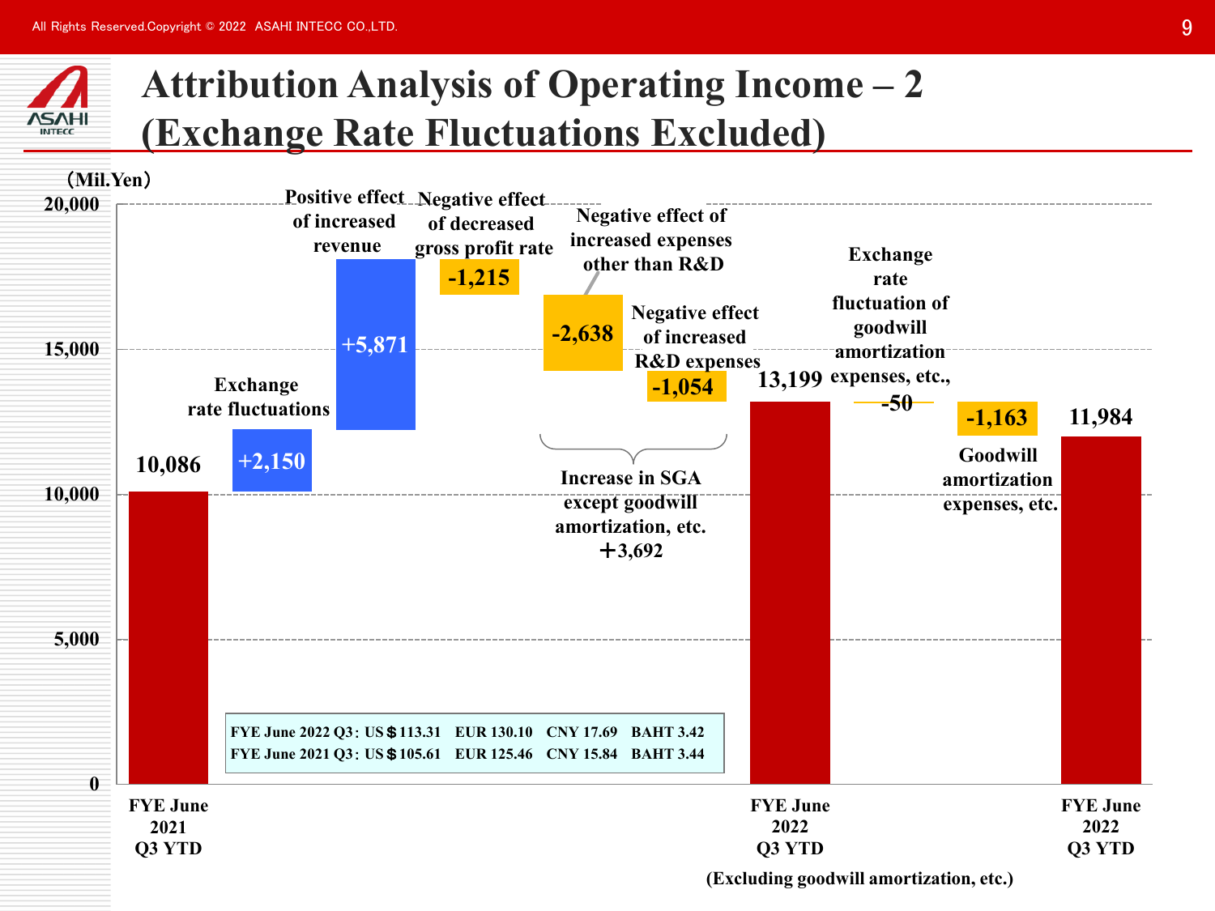# Attribution Analysis of Operating Income – 2 (Exchange Rate Fluctuations Excluded)

(Mil.Yen)

| Item | Amount |
|---|---|
| FYE June 2021 Q3 YTD | 10,086 |
| Exchange rate fluctuations | +2,150 |
| Positive effect of increased revenue | +5,871 |
| Negative effect of decreased gross profit rate | -1,215 |
| Negative effect of increased expenses other than R&D | -2,638 |
| Negative effect of increased R&D expenses | -1,054 |
| FYE June 2022 Q3 YTD (Excluding goodwill amortization, etc.) | 13,199 |
| Exchange rate fluctuation of goodwill amortization expenses, etc., | -50 |
| Goodwill amortization expenses, etc. | -1,163 |
| FYE June 2022 Q3 YTD | 11,984 |

Increase in SGA except goodwill amortization, etc. ＋3,692

| | US＄ | EUR | CNY | BAHT |
|---|---|---|---|---|
| FYE June 2022 Q3 | 113.31 | 130.10 | 17.69 | 3.42 |
| FYE June 2021 Q3 | 105.61 | 125.46 | 15.84 | 3.44 |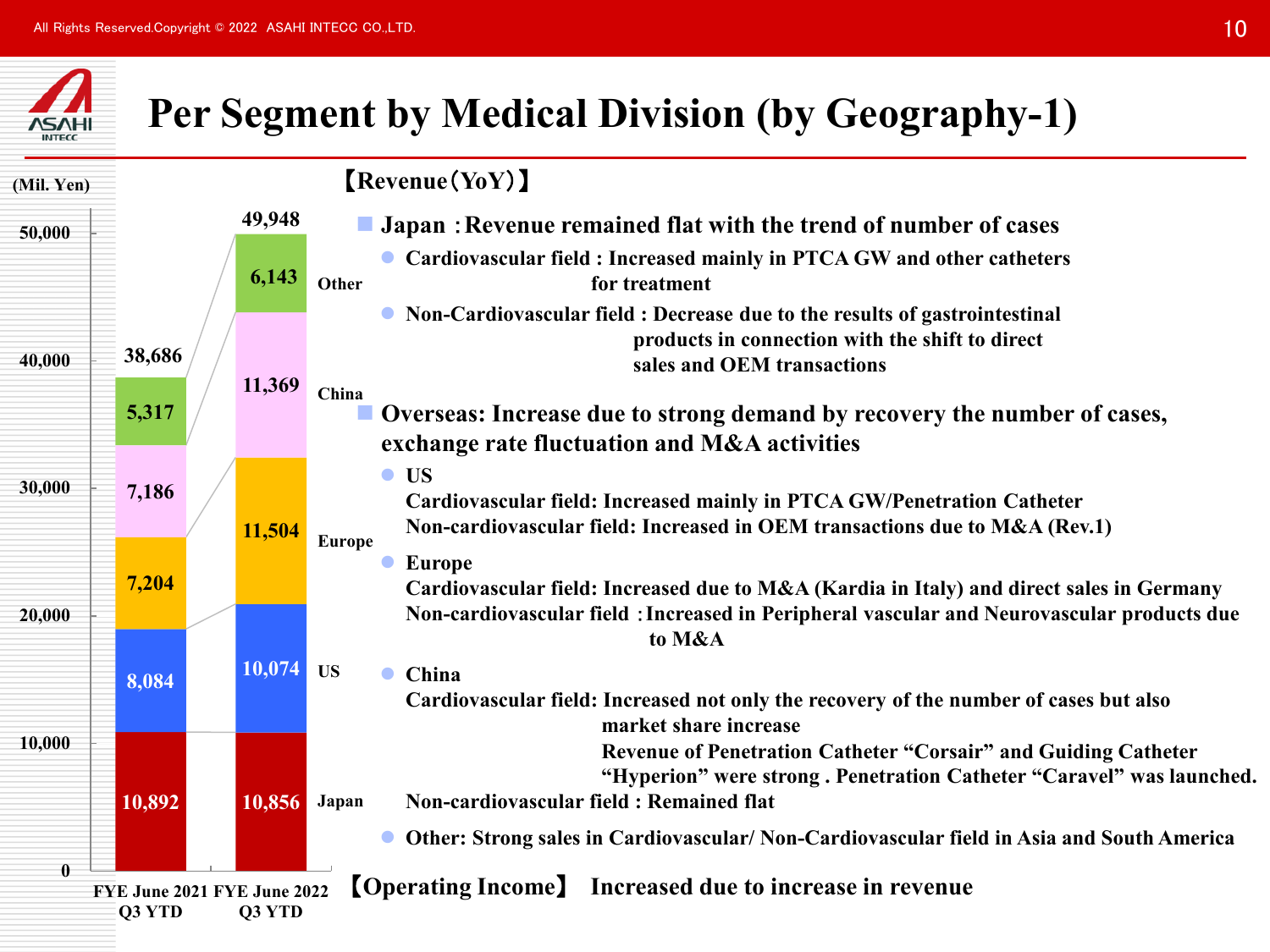# Per Segment by Medical Division (by Geography-1)

(Mil. Yen)

| | FYE June 2021 Q3 YTD | FYE June 2022 Q3 YTD |
|---|---|---|
| Other | 5,317 | 6,143 |
| China | 7,186 | 11,369 |
| Europe | 7,204 | 11,504 |
| US | 8,084 | 10,074 |
| Japan | 10,892 | 10,856 |
| Total | 38,686 | 49,948 |

【Revenue（YoY）】

- **Japan ：Revenue remained flat with the trend of number of cases**
  - Cardiovascular field : Increased mainly in PTCA GW and other catheters for treatment
  - Non-Cardiovascular field : Decrease due to the results of gastrointestinal products in connection with the shift to direct sales and OEM transactions
- **Overseas: Increase due to strong demand by recovery the number of cases, exchange rate fluctuation and M&A activities**
  - US
    - Cardiovascular field: Increased mainly in PTCA GW/Penetration Catheter
    - Non-cardiovascular field: Increased in OEM transactions due to M&A (Rev.1)
  - Europe
    - Cardiovascular field: Increased due to M&A (Kardia in Italy) and direct sales in Germany
    - Non-cardiovascular field ：Increased in Peripheral vascular and Neurovascular products due to M&A
  - China
    - Cardiovascular field: Increased not only the recovery of the number of cases but also market share increase. Revenue of Penetration Catheter “Corsair” and Guiding Catheter “Hyperion” were strong . Penetration Catheter “Caravel” was launched.
    - Non-cardiovascular field : Remained flat
  - Other: Strong sales in Cardiovascular/ Non-Cardiovascular field in Asia and South America

【Operating Income】 Increased due to increase in revenue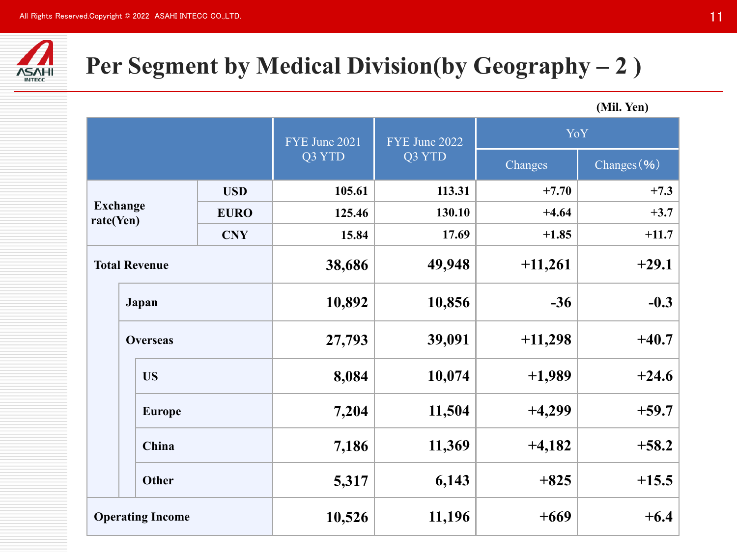# Per Segment by Medical Division(by Geography – 2 )

(Mil. Yen)

| | | FYE June 2021 Q3 YTD | FYE June 2022 Q3 YTD | YoY | |
|---|---|---|---|---|---|
| | | | | Changes | Changes(%) |
| Exchange rate(Yen) | USD | 105.61 | 113.31 | +7.70 | +7.3 |
| | EURO | 125.46 | 130.10 | +4.64 | +3.7 |
| | CNY | 15.84 | 17.69 | +1.85 | +11.7 |
| Total Revenue | | 38,686 | 49,948 | +11,261 | +29.1 |
| Japan | | 10,892 | 10,856 | -36 | -0.3 |
| Overseas | | 27,793 | 39,091 | +11,298 | +40.7 |
| US | | 8,084 | 10,074 | +1,989 | +24.6 |
| Europe | | 7,204 | 11,504 | +4,299 | +59.7 |
| China | | 7,186 | 11,369 | +4,182 | +58.2 |
| Other | | 5,317 | 6,143 | +825 | +15.5 |
| Operating Income | | 10,526 | 11,196 | +669 | +6.4 |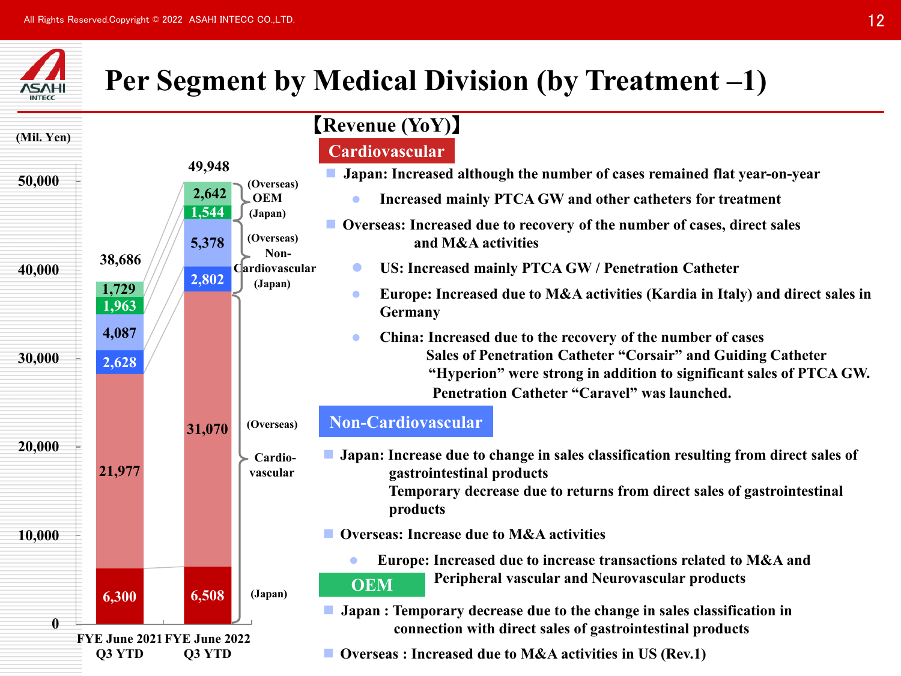# Per Segment by Medical Division (by Treatment –1)

(Mil. Yen)

| Segment | FYE June 2021 Q3 YTD | FYE June 2022 Q3 YTD |
|---|---|---|
| OEM (Overseas) | 1,729 | 2,642 |
| OEM (Japan) | 1,963 | 1,544 |
| Non-Cardiovascular (Overseas) | 4,087 | 5,378 |
| Non-Cardiovascular (Japan) | 2,628 | 2,802 |
| Cardiovascular (Overseas) | 21,977 | 31,070 |
| Cardiovascular (Japan) | 6,300 | 6,508 |
| Total | 38,686 | 49,948 |

【Revenue (YoY)】

## Cardiovascular

- Japan: Increased although the number of cases remained flat year-on-year
  - Increased mainly PTCA GW and other catheters for treatment
- Overseas: Increased due to recovery of the number of cases, direct sales and M&A activities
  - US: Increased mainly PTCA GW / Penetration Catheter
  - Europe: Increased due to M&A activities (Kardia in Italy) and direct sales in Germany
  - China: Increased due to the recovery of the number of cases
    Sales of Penetration Catheter "Corsair" and Guiding Catheter "Hyperion" were strong in addition to significant sales of PTCA GW.
    Penetration Catheter "Caravel" was launched.

## Non-Cardiovascular

- Japan: Increase due to change in sales classification resulting from direct sales of gastrointestinal products
  Temporary decrease due to returns from direct sales of gastrointestinal products
- Overseas: Increase due to M&A activities
  - Europe: Increased due to increase transactions related to M&A and Peripheral vascular and Neurovascular products

## OEM

- Japan : Temporary decrease due to the change in sales classification in connection with direct sales of gastrointestinal products
- Overseas : Increased due to M&A activities in US (Rev.1)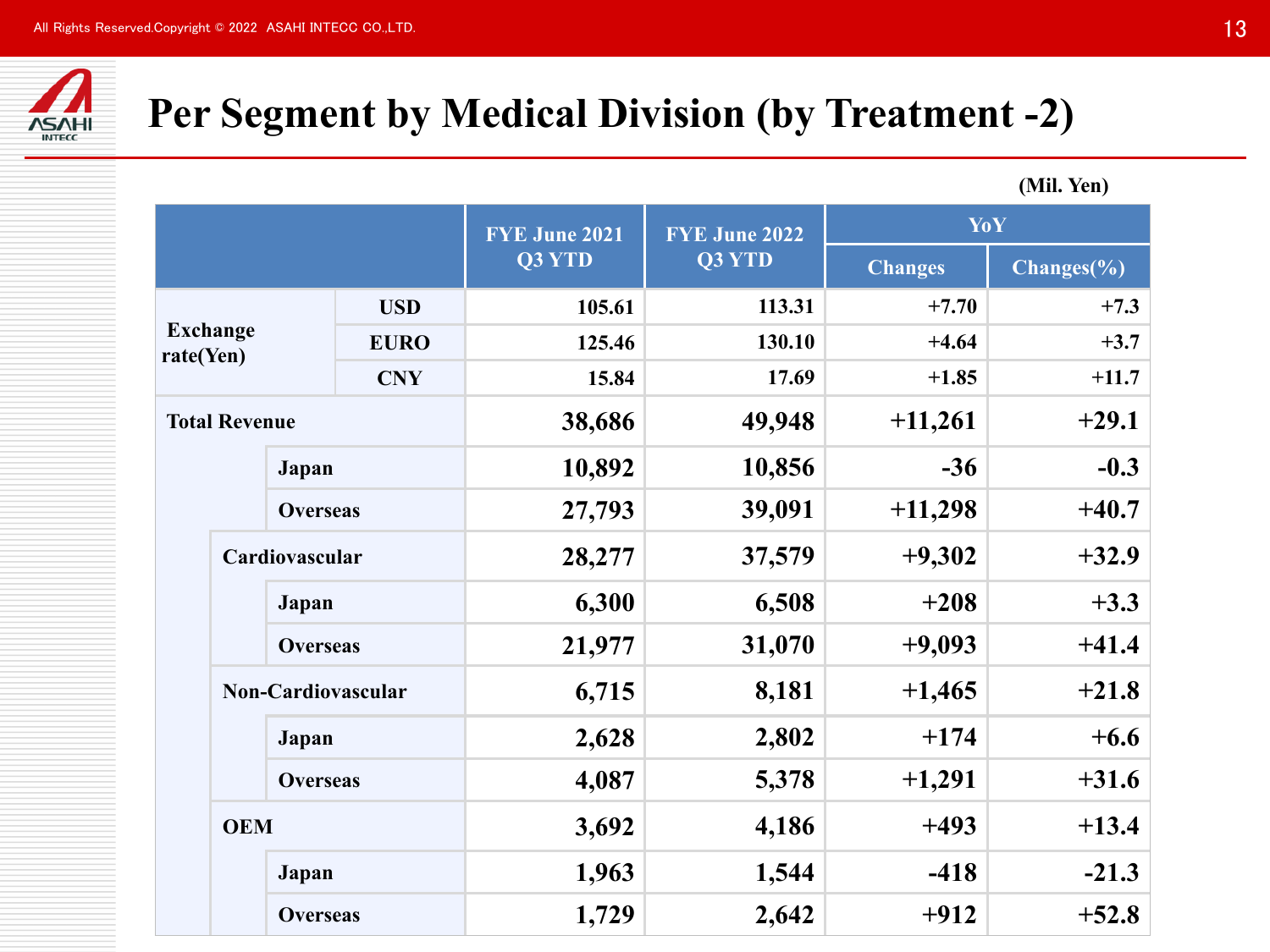# Per Segment by Medical Division (by Treatment -2)

(Mil. Yen)

| | | FYE June 2021 Q3 YTD | FYE June 2022 Q3 YTD | YoY | |
|---|---|---|---|---|---|
| | | | | Changes | Changes(%) |
| Exchange rate(Yen) | USD | 105.61 | 113.31 | +7.70 | +7.3 |
| | EURO | 125.46 | 130.10 | +4.64 | +3.7 |
| | CNY | 15.84 | 17.69 | +1.85 | +11.7 |
| Total Revenue | | 38,686 | 49,948 | +11,261 | +29.1 |
| | Japan | 10,892 | 10,856 | -36 | -0.3 |
| | Overseas | 27,793 | 39,091 | +11,298 | +40.7 |
| Cardiovascular | | 28,277 | 37,579 | +9,302 | +32.9 |
| | Japan | 6,300 | 6,508 | +208 | +3.3 |
| | Overseas | 21,977 | 31,070 | +9,093 | +41.4 |
| Non-Cardiovascular | | 6,715 | 8,181 | +1,465 | +21.8 |
| | Japan | 2,628 | 2,802 | +174 | +6.6 |
| | Overseas | 4,087 | 5,378 | +1,291 | +31.6 |
| OEM | | 3,692 | 4,186 | +493 | +13.4 |
| | Japan | 1,963 | 1,544 | -418 | -21.3 |
| | Overseas | 1,729 | 2,642 | +912 | +52.8 |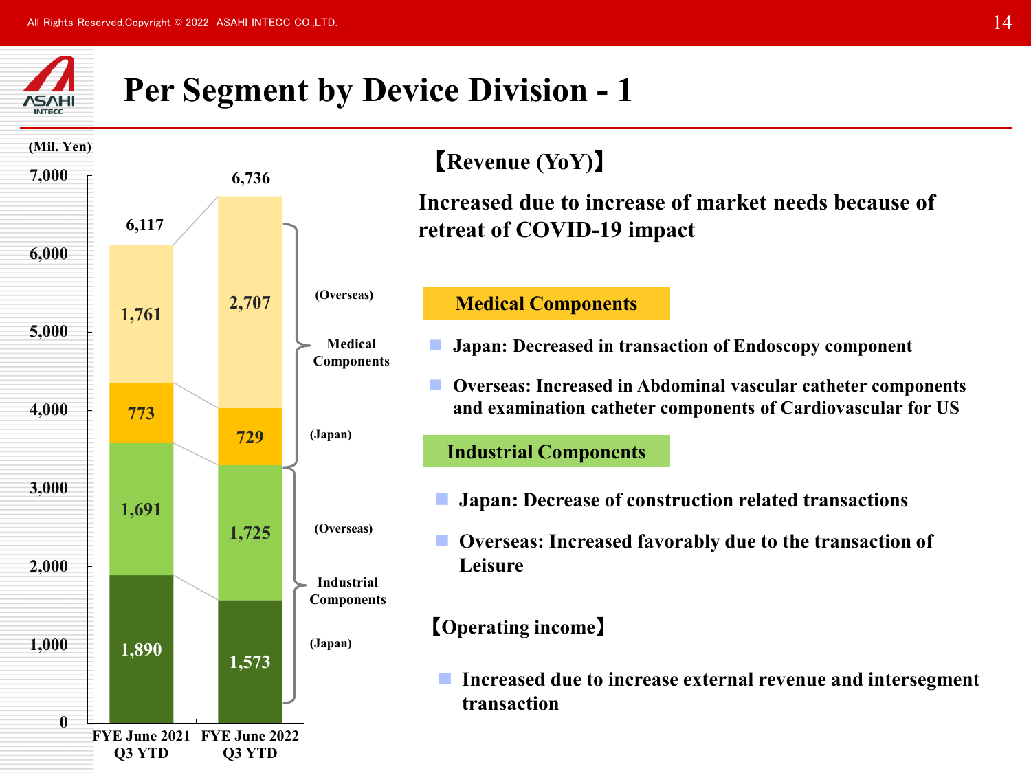# Per Segment by Device Division - 1

(Mil. Yen)

| | FYE June 2021 Q3 YTD | FYE June 2022 Q3 YTD |
|---|---|---|
| Medical Components (Overseas) | 1,761 | 2,707 |
| Medical Components (Japan) | 773 | 729 |
| Industrial Components (Overseas) | 1,691 | 1,725 |
| Industrial Components (Japan) | 1,890 | 1,573 |
| Total | 6,117 | 6,736 |

【Revenue (YoY)】

**Increased due to increase of market needs because of retreat of COVID-19 impact**

**Medical Components**

- **Japan: Decreased in transaction of Endoscopy component**
- **Overseas: Increased in Abdominal vascular catheter components and examination catheter components of Cardiovascular for US**

**Industrial Components**

- **Japan: Decrease of construction related transactions**
- **Overseas: Increased favorably due to the transaction of Leisure**

【Operating income】

- **Increased due to increase external revenue and intersegment transaction**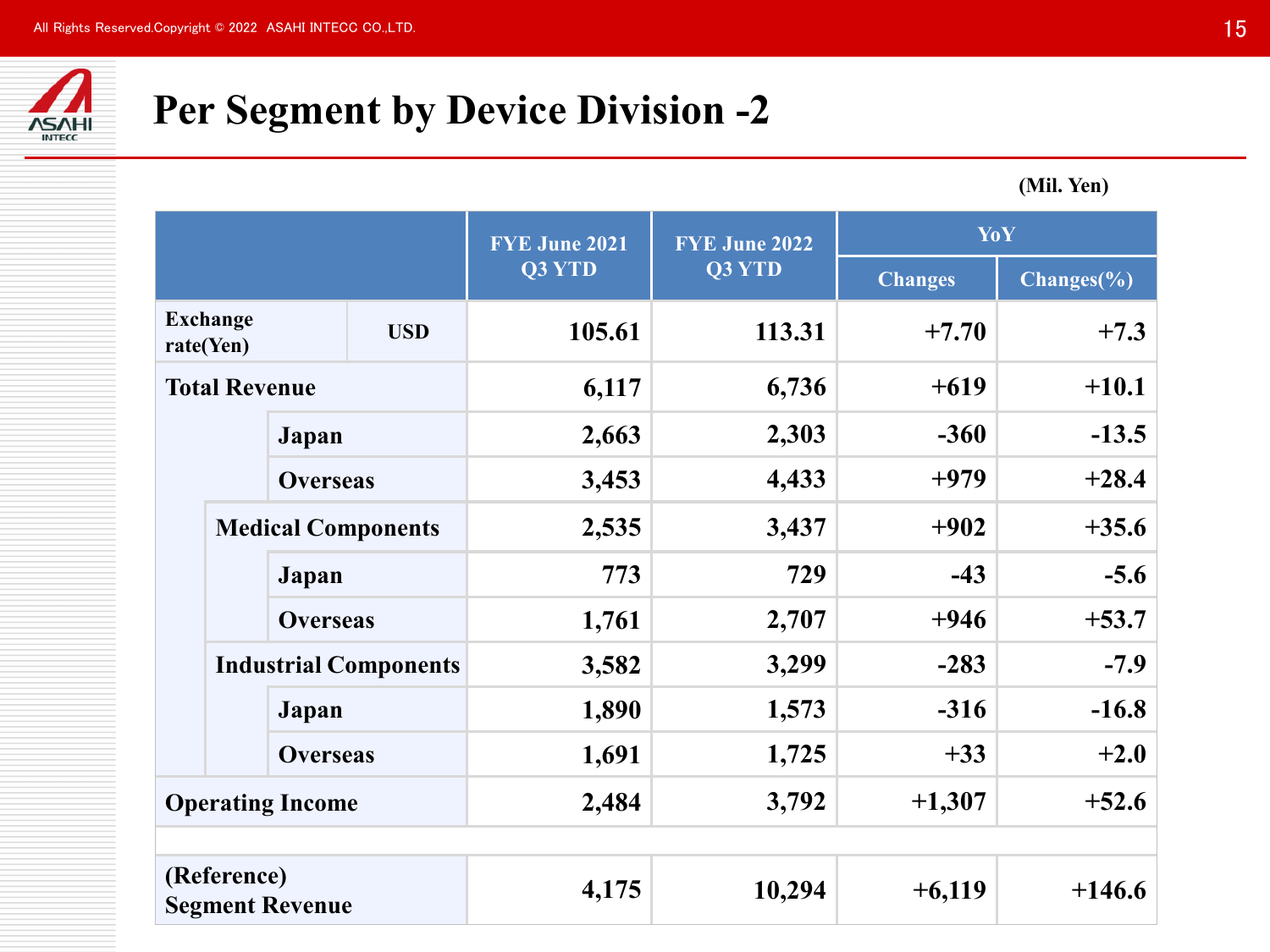# Per Segment by Device Division -2

(Mil. Yen)

| | | FYE June 2021 Q3 YTD | FYE June 2022 Q3 YTD | YoY | |
|---|---|---|---|---|---|
| | | | | Changes | Changes(%) |
| Exchange rate(Yen) | USD | 105.61 | 113.31 | +7.70 | +7.3 |
| Total Revenue | | 6,117 | 6,736 | +619 | +10.1 |
| | Japan | 2,663 | 2,303 | -360 | -13.5 |
| | Overseas | 3,453 | 4,433 | +979 | +28.4 |
| Medical Components | | 2,535 | 3,437 | +902 | +35.6 |
| | Japan | 773 | 729 | -43 | -5.6 |
| | Overseas | 1,761 | 2,707 | +946 | +53.7 |
| Industrial Components | | 3,582 | 3,299 | -283 | -7.9 |
| | Japan | 1,890 | 1,573 | -316 | -16.8 |
| | Overseas | 1,691 | 1,725 | +33 | +2.0 |
| Operating Income | | 2,484 | 3,792 | +1,307 | +52.6 |
| | | | | | |
| (Reference) Segment Revenue | | 4,175 | 10,294 | +6,119 | +146.6 |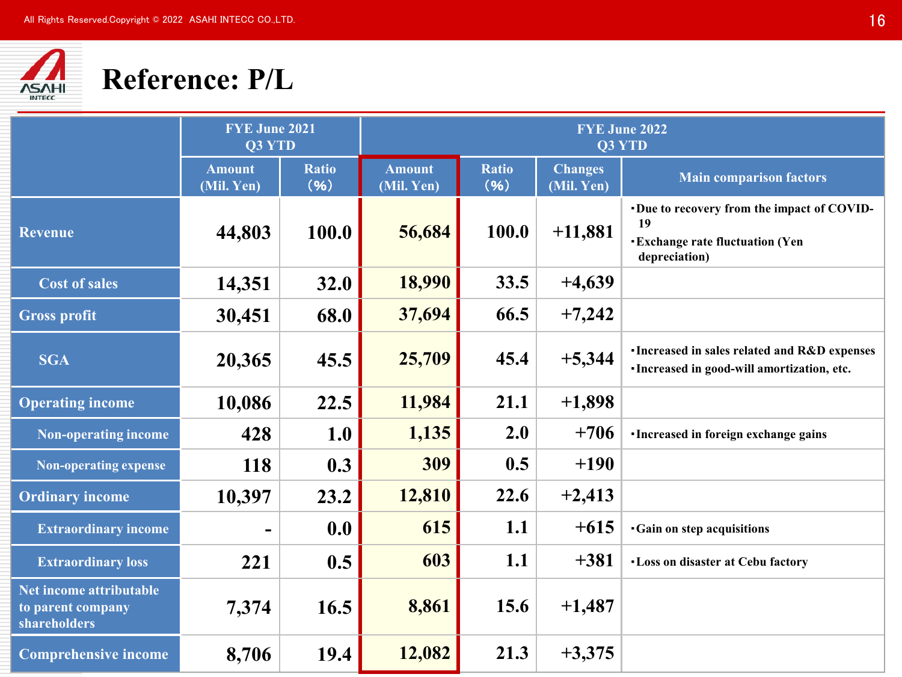# Reference: P/L

| | FYE June 2021 Q3 YTD | | FYE June 2022 Q3 YTD | | | |
|---|---|---|---|---|---|---|
| | Amount (Mil. Yen) | Ratio (%) | Amount (Mil. Yen) | Ratio (%) | Changes (Mil. Yen) | Main comparison factors |
| Revenue | 44,803 | 100.0 | 56,684 | 100.0 | +11,881 | ・Due to recovery from the impact of COVID-19 ・Exchange rate fluctuation (Yen depreciation) |
| Cost of sales | 14,351 | 32.0 | 18,990 | 33.5 | +4,639 | |
| Gross profit | 30,451 | 68.0 | 37,694 | 66.5 | +7,242 | |
| SGA | 20,365 | 45.5 | 25,709 | 45.4 | +5,344 | ・Increased in sales related and R&D expenses ・Increased in good-will amortization, etc. |
| Operating income | 10,086 | 22.5 | 11,984 | 21.1 | +1,898 | |
| Non-operating income | 428 | 1.0 | 1,135 | 2.0 | +706 | ・Increased in foreign exchange gains |
| Non-operating expense | 118 | 0.3 | 309 | 0.5 | +190 | |
| Ordinary income | 10,397 | 23.2 | 12,810 | 22.6 | +2,413 | |
| Extraordinary income | - | 0.0 | 615 | 1.1 | +615 | ・Gain on step acquisitions |
| Extraordinary loss | 221 | 0.5 | 603 | 1.1 | +381 | ・Loss on disaster at Cebu factory |
| Net income attributable to parent company shareholders | 7,374 | 16.5 | 8,861 | 15.6 | +1,487 | |
| Comprehensive income | 8,706 | 19.4 | 12,082 | 21.3 | +3,375 | |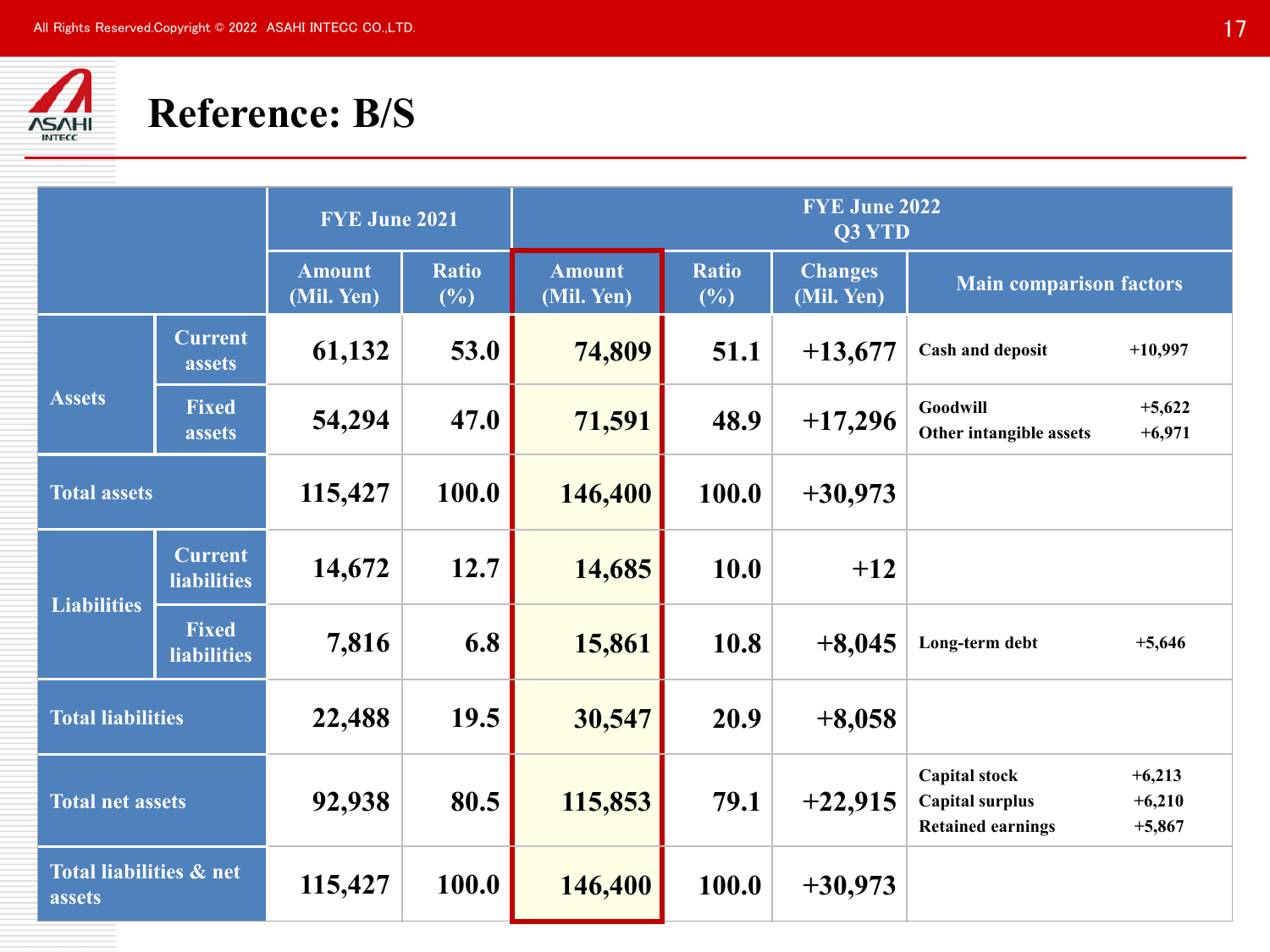# Reference: B/S

| | | FYE June 2021 | | FYE June 2022 Q3 YTD | | | |
|---|---|---|---|---|---|---|---|
| | | Amount (Mil. Yen) | Ratio (%) | Amount (Mil. Yen) | Ratio (%) | Changes (Mil. Yen) | Main comparison factors |
| Assets | Current assets | 61,132 | 53.0 | 74,809 | 51.1 | +13,677 | Cash and deposit +10,997 |
| | Fixed assets | 54,294 | 47.0 | 71,591 | 48.9 | +17,296 | Goodwill +5,622<br>Other intangible assets +6,971 |
| Total assets | | 115,427 | 100.0 | 146,400 | 100.0 | +30,973 | |
| Liabilities | Current liabilities | 14,672 | 12.7 | 14,685 | 10.0 | +12 | |
| | Fixed liabilities | 7,816 | 6.8 | 15,861 | 10.8 | +8,045 | Long-term debt +5,646 |
| Total liabilities | | 22,488 | 19.5 | 30,547 | 20.9 | +8,058 | |
| Total net assets | | 92,938 | 80.5 | 115,853 | 79.1 | +22,915 | Capital stock +6,213<br>Capital surplus +6,210<br>Retained earnings +5,867 |
| Total liabilities & net assets | | 115,427 | 100.0 | 146,400 | 100.0 | +30,973 | |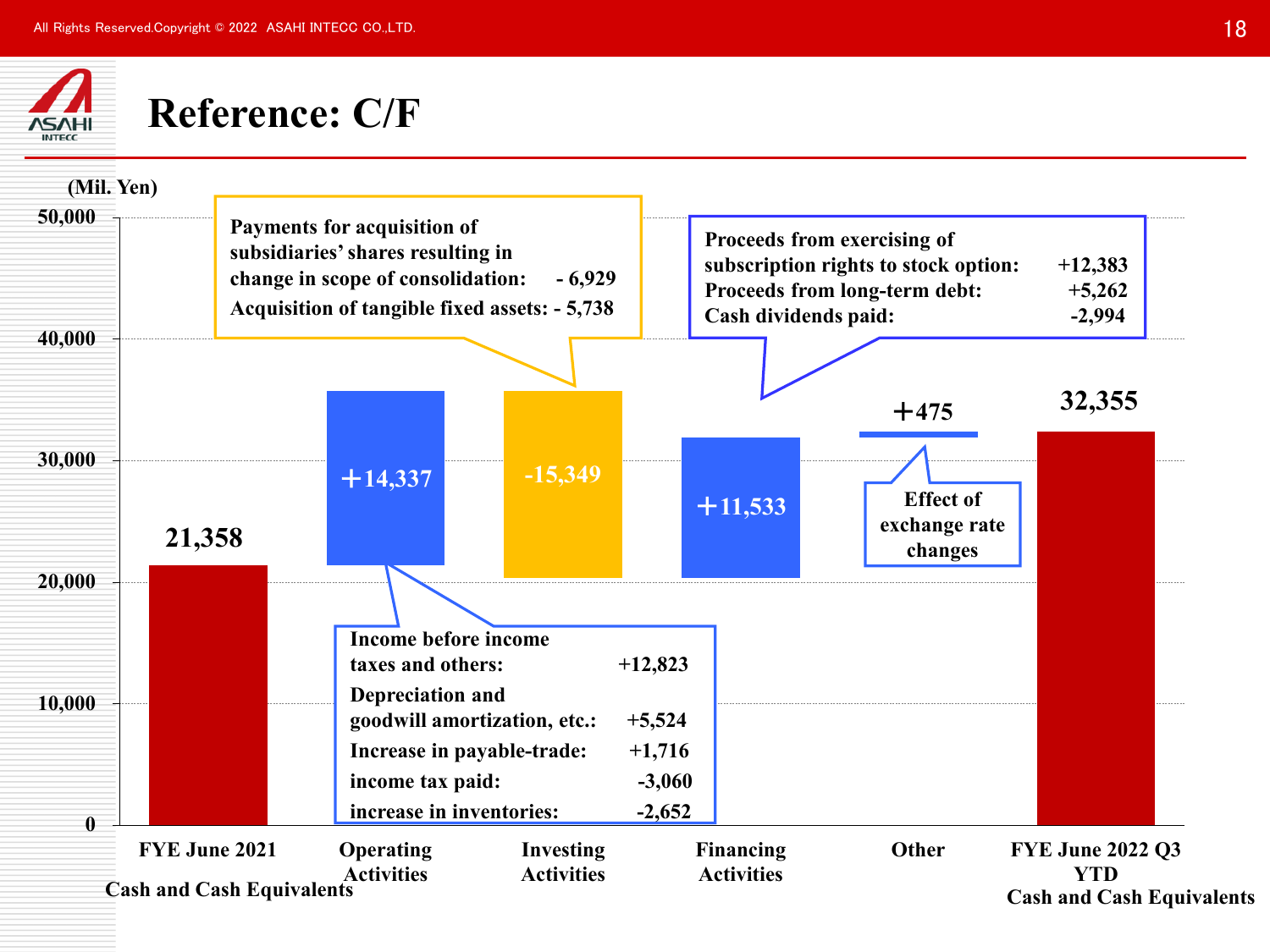# Reference: C/F

(Mil. Yen)

| | FYE June 2021 Cash and Cash Equivalents | Operating Activities | Investing Activities | Financing Activities | Other | FYE June 2022 Q3 YTD Cash and Cash Equivalents |
|---|---|---|---|---|---|---|
| Amount | 21,358 | +14,337 | -15,349 | +11,533 | +475 | 32,355 |

**Operating Activities:**

| Item | Amount |
|---|---|
| Income before income taxes and others: | +12,823 |
| Depreciation and goodwill amortization, etc.: | +5,524 |
| Increase in payable-trade: | +1,716 |
| income tax paid: | -3,060 |
| increase in inventories: | -2,652 |

**Investing Activities:**

| Item | Amount |
|---|---|
| Payments for acquisition of subsidiaries' shares resulting in change in scope of consolidation: | - 6,929 |
| Acquisition of tangible fixed assets: | - 5,738 |

**Financing Activities:**

| Item | Amount |
|---|---|
| Proceeds from exercising of subscription rights to stock option: | +12,383 |
| Proceeds from long-term debt: | +5,262 |
| Cash dividends paid: | -2,994 |

**Other:** Effect of exchange rate changes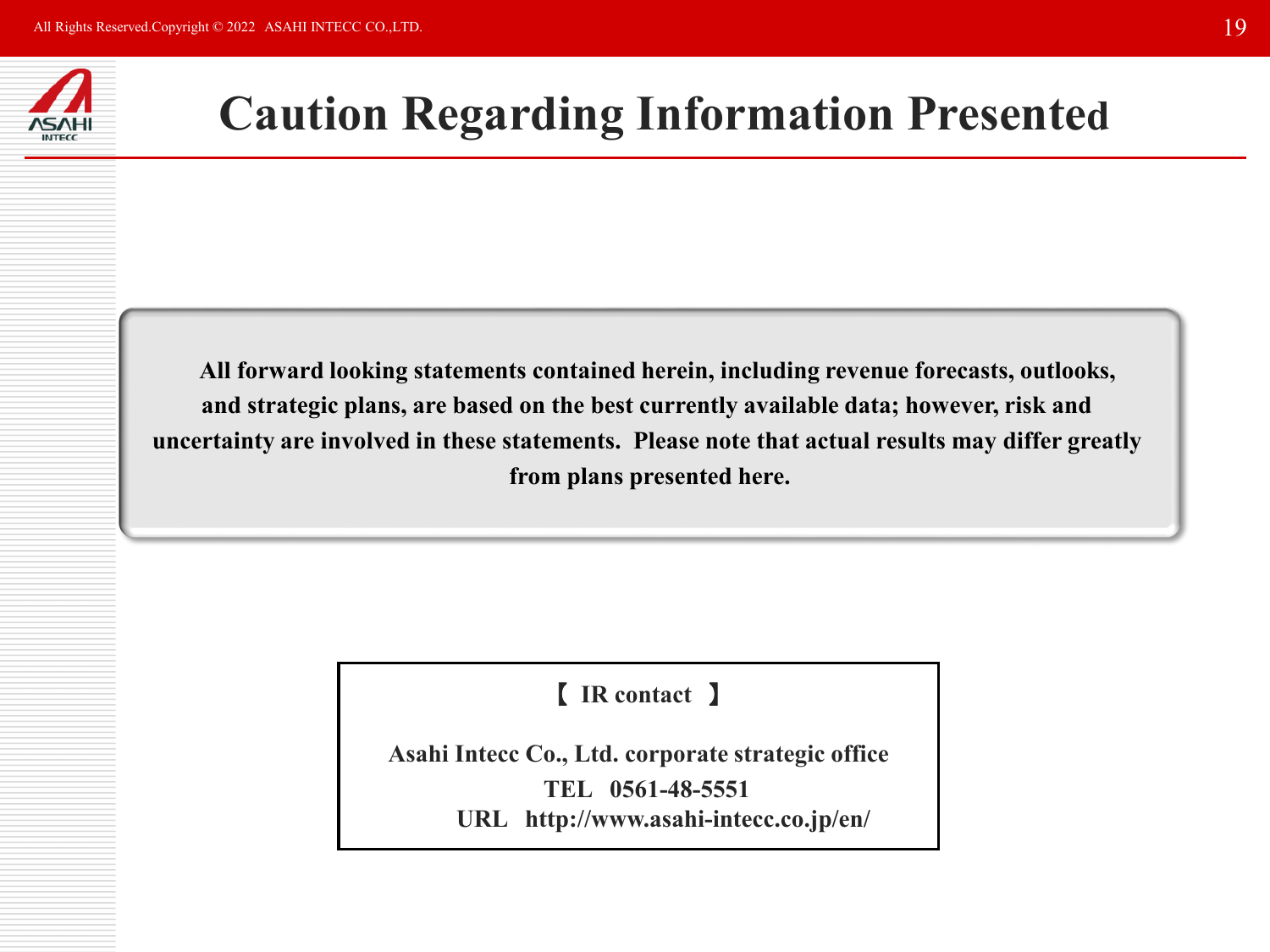# Caution Regarding Information Presented

**All forward looking statements contained herein, including revenue forecasts, outlooks, and strategic plans, are based on the best currently available data; however, risk and uncertainty are involved in these statements. Please note that actual results may differ greatly from plans presented here.**

**【 IR contact 】**

**Asahi Intecc Co., Ltd. corporate strategic office**
**TEL 0561-48-5551**
**URL http://www.asahi-intecc.co.jp/en/**